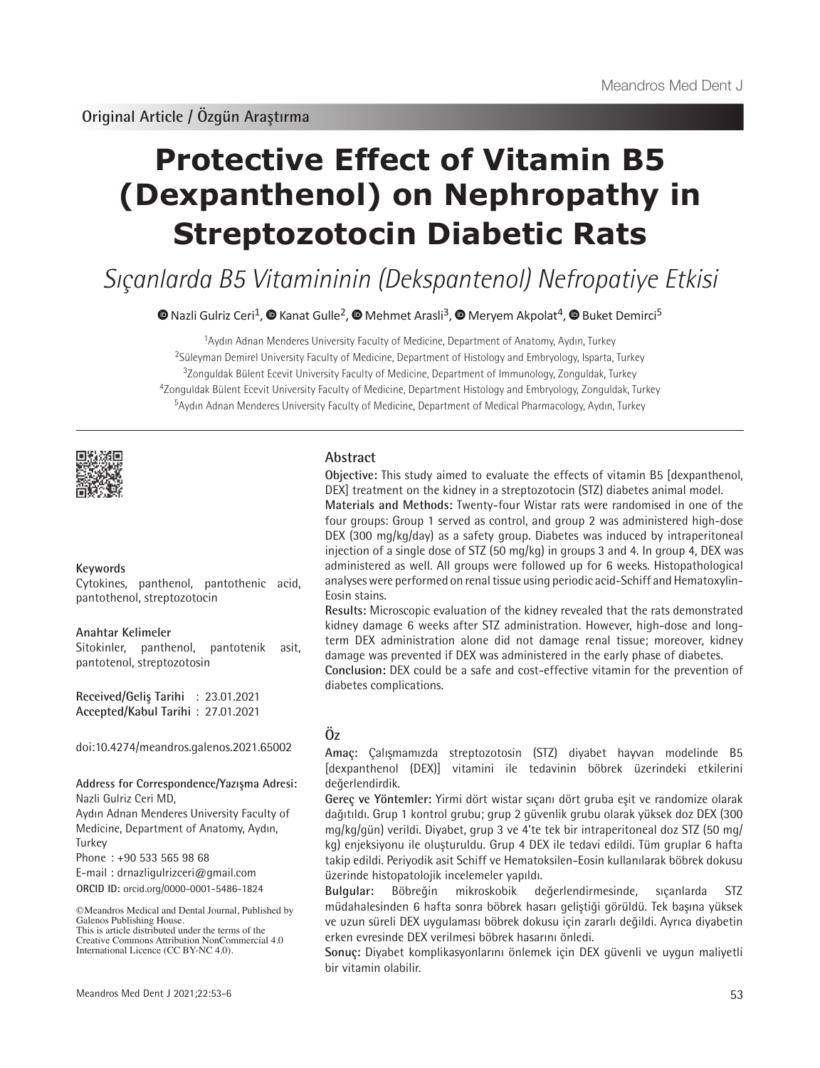Original Article / Özgün Araştırma

# Protective Effect of Vitamin B5 (Dexpanthenol) on Nephropathy in Streptozotocin Diabetic Rats

## *Sıçanlarda B5 Vitamininin (Dekspantenol) Nefropatiye Etkisi*

Nazli Gulriz Ceri[1], Kanat Gulle[2], Mehmet Arasli[3], Meryem Akpolat[4], Buket Demirci[5]

[1]Aydın Adnan Menderes University Faculty of Medicine, Department of Anatomy, Aydın, Turkey
[2]Süleyman Demirel University Faculty of Medicine, Department of Histology and Embryology, Isparta, Turkey
[3]Zonguldak Bülent Ecevit University Faculty of Medicine, Department of Immunology, Zonguldak, Turkey
[4]Zonguldak Bülent Ecevit University Faculty of Medicine, Department Histology and Embryology, Zonguldak, Turkey
[5]Aydın Adnan Menderes University Faculty of Medicine, Department of Medical Pharmacology, Aydın, Turkey

### Abstract

**Objective:** This study aimed to evaluate the effects of vitamin B5 [dexpanthenol, DEX] treatment on the kidney in a streptozotocin (STZ) diabetes animal model.

**Materials and Methods:** Twenty-four Wistar rats were randomised in one of the four groups: Group 1 served as control, and group 2 was administered high-dose DEX (300 mg/kg/day) as a safety group. Diabetes was induced by intraperitoneal injection of a single dose of STZ (50 mg/kg) in groups 3 and 4. In group 4, DEX was administered as well. All groups were followed up for 6 weeks. Histopathological analyses were performed on renal tissue using periodic acid-Schiff and Hematoxylin-Eosin stains.

**Results:** Microscopic evaluation of the kidney revealed that the rats demonstrated kidney damage 6 weeks after STZ administration. However, high-dose and long-term DEX administration alone did not damage renal tissue; moreover, kidney damage was prevented if DEX was administered in the early phase of diabetes.

**Conclusion:** DEX could be a safe and cost-effective vitamin for the prevention of diabetes complications.

### Öz

**Amaç:** Çalışmamızda streptozotosin (STZ) diyabet hayvan modelinde B5 [dexpanthenol (DEX)] vitamini ile tedavinin böbrek üzerindeki etkilerini değerlendirdik.

**Gereç ve Yöntemler:** Yirmi dört wistar sıçanı dört gruba eşit ve randomize olarak dağıtıldı. Grup 1 kontrol grubu; grup 2 güvenlik grubu olarak yüksek doz DEX (300 mg/kg/gün) verildi. Diyabet, grup 3 ve 4'te tek bir intraperitoneal doz STZ (50 mg/kg) enjeksiyonu ile oluşturuldu. Grup 4 DEX ile tedavi edildi. Tüm gruplar 6 hafta takip edildi. Periyodik asit Schiff ve Hematoksilen-Eosin kullanılarak böbrek dokusu üzerinde histopatolojik incelemeler yapıldı.

**Bulgular:** Böbreğin mikroskobik değerlendirmesinde, sıçanlarda STZ müdahalesinden 6 hafta sonra böbrek hasarı geliştiği görüldü. Tek başına yüksek ve uzun süreli DEX uygulaması böbrek dokusu için zararlı değildi. Ayrıca diyabetin erken evresinde DEX verilmesi böbrek hasarını önledi.

**Sonuç:** Diyabet komplikasyonlarını önlemek için DEX güvenli ve uygun maliyetli bir vitamin olabilir.

**Keywords**
Cytokines, panthenol, pantothenic acid, pantothenol, streptozotocin

**Anahtar Kelimeler**
Sitokinler, panthenol, pantotenik asit, pantotenol, streptozotosin

**Received/Geliş Tarihi** : 23.01.2021
**Accepted/Kabul Tarihi** : 27.01.2021

doi:10.4274/meandros.galenos.2021.65002

**Address for Correspondence/Yazışma Adresi:**
Nazli Gulriz Ceri MD,
Aydın Adnan Menderes University Faculty of Medicine, Department of Anatomy, Aydın, Turkey
Phone : +90 533 565 98 68
E-mail : drnazligulrizceri@gmail.com
ORCID ID: orcid.org/0000-0001-5486-1824

©Meandros Medical and Dental Journal, Published by Galenos Publishing House.
This is article distributed under the terms of the Creative Commons Attribution NonCommercial 4.0 International Licence (CC BY-NC 4.0).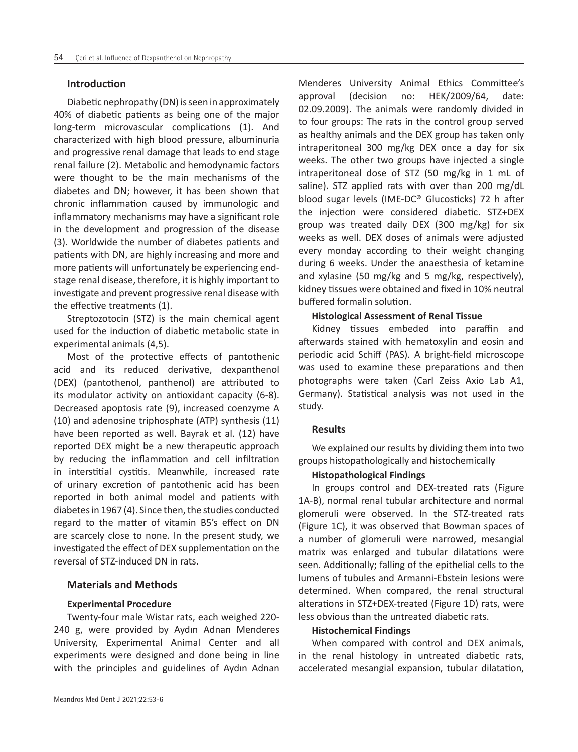## Introduction

Diabetic nephropathy (DN) is seen in approximately 40% of diabetic patients as being one of the major long-term microvascular complications (1). And characterized with high blood pressure, albuminuria and progressive renal damage that leads to end stage renal failure (2). Metabolic and hemodynamic factors were thought to be the main mechanisms of the diabetes and DN; however, it has been shown that chronic inflammation caused by immunologic and inflammatory mechanisms may have a significant role in the development and progression of the disease (3). Worldwide the number of diabetes patients and patients with DN, are highly increasing and more and more patients will unfortunately be experiencing end-stage renal disease, therefore, it is highly important to investigate and prevent progressive renal disease with the effective treatments (1).

Streptozotocin (STZ) is the main chemical agent used for the induction of diabetic metabolic state in experimental animals (4,5).

Most of the protective effects of pantothenic acid and its reduced derivative, dexpanthenol (DEX) (pantothenol, panthenol) are attributed to its modulator activity on antioxidant capacity (6-8). Decreased apoptosis rate (9), increased coenzyme A (10) and adenosine triphosphate (ATP) synthesis (11) have been reported as well. Bayrak et al. (12) have reported DEX might be a new therapeutic approach by reducing the inflammation and cell infiltration in interstitial cystitis. Meanwhile, increased rate of urinary excretion of pantothenic acid has been reported in both animal model and patients with diabetes in 1967 (4). Since then, the studies conducted regard to the matter of vitamin B5's effect on DN are scarcely close to none. In the present study, we investigated the effect of DEX supplementation on the reversal of STZ-induced DN in rats.

## Materials and Methods

### Experimental Procedure

Twenty-four male Wistar rats, each weighed 220-240 g, were provided by Aydın Adnan Menderes University, Experimental Animal Center and all experiments were designed and done being in line with the principles and guidelines of Aydın Adnan Menderes University Animal Ethics Committee's approval (decision no: HEK/2009/64, date: 02.09.2009). The animals were randomly divided in to four groups: The rats in the control group served as healthy animals and the DEX group has taken only intraperitoneal 300 mg/kg DEX once a day for six weeks. The other two groups have injected a single intraperitoneal dose of STZ (50 mg/kg in 1 mL of saline). STZ applied rats with over than 200 mg/dL blood sugar levels (IME-DC® Glucosticks) 72 h after the injection were considered diabetic. STZ+DEX group was treated daily DEX (300 mg/kg) for six weeks as well. DEX doses of animals were adjusted every monday according to their weight changing during 6 weeks. Under the anaesthesia of ketamine and xylasine (50 mg/kg and 5 mg/kg, respectively), kidney tissues were obtained and fixed in 10% neutral buffered formalin solution.

### Histological Assessment of Renal Tissue

Kidney tissues embeded into paraffin and afterwards stained with hematoxylin and eosin and periodic acid Schiff (PAS). A bright-field microscope was used to examine these preparations and then photographs were taken (Carl Zeiss Axio Lab A1, Germany). Statistical analysis was not used in the study.

## Results

We explained our results by dividing them into two groups histopathologically and histochemically

### Histopathological Findings

In groups control and DEX-treated rats (Figure 1A-B), normal renal tubular architecture and normal glomeruli were observed. In the STZ-treated rats (Figure 1C), it was observed that Bowman spaces of a number of glomeruli were narrowed, mesangial matrix was enlarged and tubular dilatations were seen. Additionally; falling of the epithelial cells to the lumens of tubules and Armanni-Ebstein lesions were determined. When compared, the renal structural alterations in STZ+DEX-treated (Figure 1D) rats, were less obvious than the untreated diabetic rats.

### Histochemical Findings

When compared with control and DEX animals, in the renal histology in untreated diabetic rats, accelerated mesangial expansion, tubular dilatation,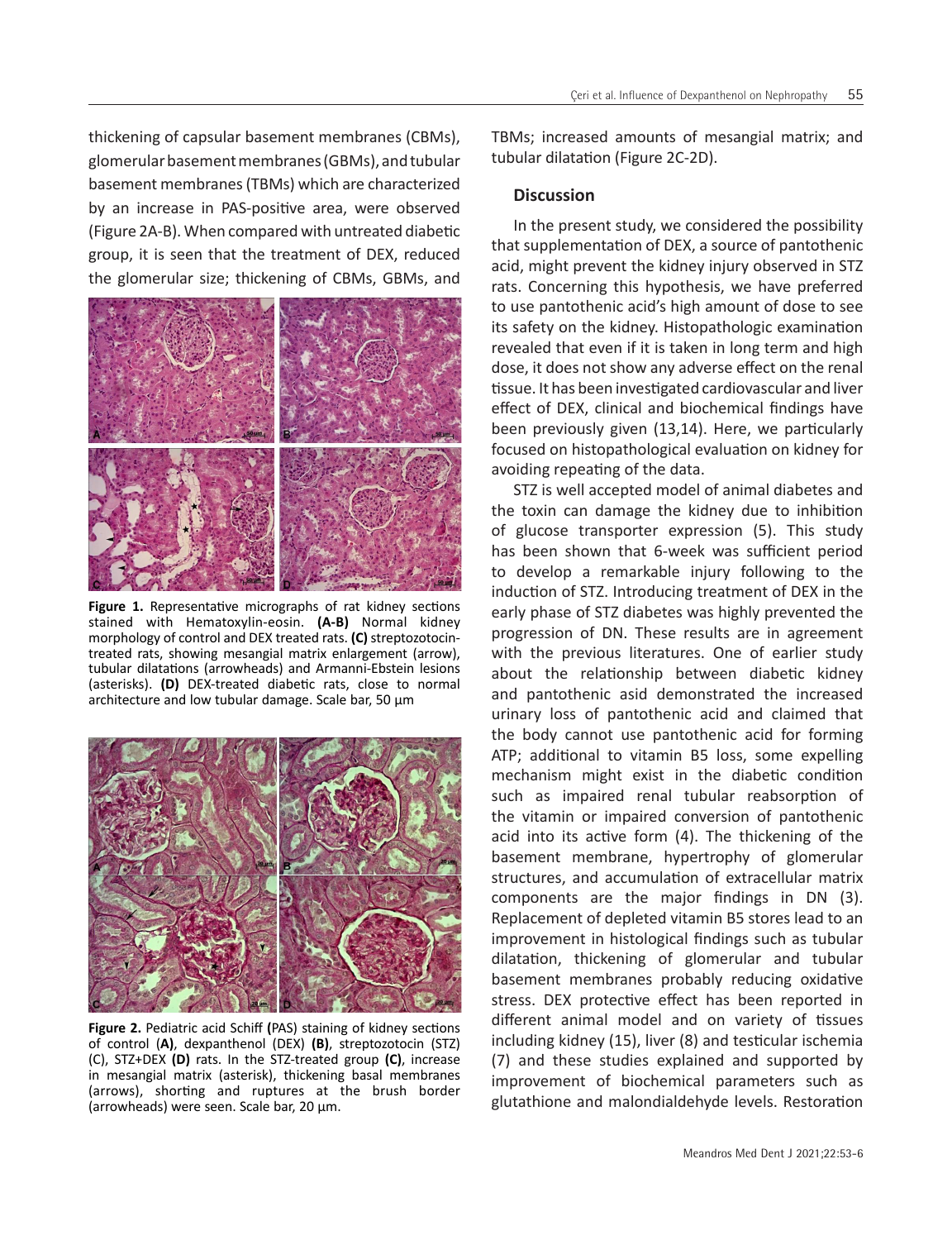thickening of capsular basement membranes (CBMs), glomerular basement membranes (GBMs), and tubular basement membranes (TBMs) which are characterized by an increase in PAS-positive area, were observed (Figure 2A-B). When compared with untreated diabetic group, it is seen that the treatment of DEX, reduced the glomerular size; thickening of CBMs, GBMs, and TBMs; increased amounts of mesangial matrix; and tubular dilatation (Figure 2C-2D).

**Figure 1.** Representative micrographs of rat kidney sections stained with Hematoxylin-eosin. **(A-B)** Normal kidney morphology of control and DEX treated rats. **(C)** streptozotocin-treated rats, showing mesangial matrix enlargement (arrow), tubular dilatations (arrowheads) and Armanni-Ebstein lesions (asterisks). **(D)** DEX-treated diabetic rats, close to normal architecture and low tubular damage. Scale bar, 50 µm

**Figure 2.** Pediatric acid Schiff **(**PAS) staining of kidney sections of control (**A)**, dexpanthenol (DEX) **(B)**, streptozotocin (STZ) (C), STZ+DEX **(D)** rats. In the STZ-treated group **(C)**, increase in mesangial matrix (asterisk), thickening basal membranes (arrows), shorting and ruptures at the brush border (arrowheads) were seen. Scale bar, 20 µm.

## Discussion

In the present study, we considered the possibility that supplementation of DEX, a source of pantothenic acid, might prevent the kidney injury observed in STZ rats. Concerning this hypothesis, we have preferred to use pantothenic acid's high amount of dose to see its safety on the kidney. Histopathologic examination revealed that even if it is taken in long term and high dose, it does not show any adverse effect on the renal tissue. It has been investigated cardiovascular and liver effect of DEX, clinical and biochemical findings have been previously given (13,14). Here, we particularly focused on histopathological evaluation on kidney for avoiding repeating of the data.

STZ is well accepted model of animal diabetes and the toxin can damage the kidney due to inhibition of glucose transporter expression (5). This study has been shown that 6-week was sufficient period to develop a remarkable injury following to the induction of STZ. Introducing treatment of DEX in the early phase of STZ diabetes was highly prevented the progression of DN. These results are in agreement with the previous literatures. One of earlier study about the relationship between diabetic kidney and pantothenic asid demonstrated the increased urinary loss of pantothenic acid and claimed that the body cannot use pantothenic acid for forming ATP; additional to vitamin B5 loss, some expelling mechanism might exist in the diabetic condition such as impaired renal tubular reabsorption of the vitamin or impaired conversion of pantothenic acid into its active form (4). The thickening of the basement membrane, hypertrophy of glomerular structures, and accumulation of extracellular matrix components are the major findings in DN (3). Replacement of depleted vitamin B5 stores lead to an improvement in histological findings such as tubular dilatation, thickening of glomerular and tubular basement membranes probably reducing oxidative stress. DEX protective effect has been reported in different animal model and on variety of tissues including kidney (15), liver (8) and testicular ischemia (7) and these studies explained and supported by improvement of biochemical parameters such as glutathione and malondialdehyde levels. Restoration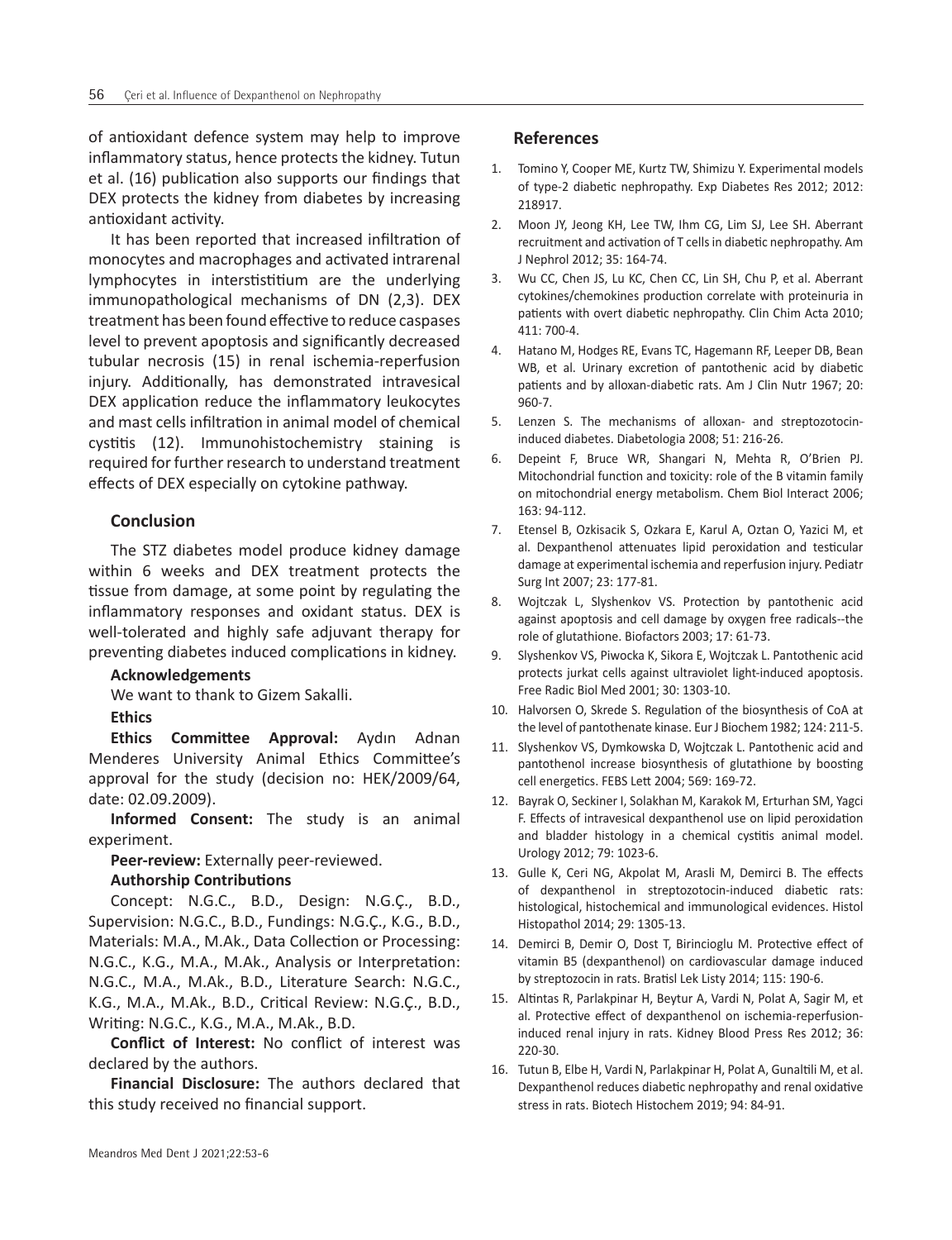of antioxidant defence system may help to improve inflammatory status, hence protects the kidney. Tutun et al. (16) publication also supports our findings that DEX protects the kidney from diabetes by increasing antioxidant activity.

It has been reported that increased infiltration of monocytes and macrophages and activated intrarenal lymphocytes in interstistitium are the underlying immunopathological mechanisms of DN (2,3). DEX treatment has been found effective to reduce caspases level to prevent apoptosis and significantly decreased tubular necrosis (15) in renal ischemia-reperfusion injury. Additionally, has demonstrated intravesical DEX application reduce the inflammatory leukocytes and mast cells infiltration in animal model of chemical cystitis (12). Immunohistochemistry staining is required for further research to understand treatment effects of DEX especially on cytokine pathway.

## Conclusion

The STZ diabetes model produce kidney damage within 6 weeks and DEX treatment protects the tissue from damage, at some point by regulating the inflammatory responses and oxidant status. DEX is well-tolerated and highly safe adjuvant therapy for preventing diabetes induced complications in kidney.

**Acknowledgements**

We want to thank to Gizem Sakalli.

**Ethics**

**Ethics Committee Approval:** Aydın Adnan Menderes University Animal Ethics Committee's approval for the study (decision no: HEK/2009/64, date: 02.09.2009).

**Informed Consent:** The study is an animal experiment.

**Peer-review:** Externally peer-reviewed.

**Authorship Contributions**

Concept: N.G.C., B.D., Design: N.G.Ç., B.D., Supervision: N.G.C., B.D., Fundings: N.G.Ç., K.G., B.D., Materials: M.A., M.Ak., Data Collection or Processing: N.G.C., K.G., M.A., M.Ak., Analysis or Interpretation: N.G.C., M.A., M.Ak., B.D., Literature Search: N.G.C., K.G., M.A., M.Ak., B.D., Critical Review: N.G.Ç., B.D., Writing: N.G.C., K.G., M.A., M.Ak., B.D.

**Conflict of Interest:** No conflict of interest was declared by the authors.

**Financial Disclosure:** The authors declared that this study received no financial support.

## References

1. Tomino Y, Cooper ME, Kurtz TW, Shimizu Y. Experimental models of type-2 diabetic nephropathy. Exp Diabetes Res 2012; 2012: 218917.
2. Moon JY, Jeong KH, Lee TW, Ihm CG, Lim SJ, Lee SH. Aberrant recruitment and activation of T cells in diabetic nephropathy. Am J Nephrol 2012; 35: 164-74.
3. Wu CC, Chen JS, Lu KC, Chen CC, Lin SH, Chu P, et al. Aberrant cytokines/chemokines production correlate with proteinuria in patients with overt diabetic nephropathy. Clin Chim Acta 2010; 411: 700-4.
4. Hatano M, Hodges RE, Evans TC, Hagemann RF, Leeper DB, Bean WB, et al. Urinary excretion of pantothenic acid by diabetic patients and by alloxan-diabetic rats. Am J Clin Nutr 1967; 20: 960-7.
5. Lenzen S. The mechanisms of alloxan- and streptozotocin-induced diabetes. Diabetologia 2008; 51: 216-26.
6. Depeint F, Bruce WR, Shangari N, Mehta R, O'Brien PJ. Mitochondrial function and toxicity: role of the B vitamin family on mitochondrial energy metabolism. Chem Biol Interact 2006; 163: 94-112.
7. Etensel B, Ozkisacik S, Ozkara E, Karul A, Oztan O, Yazici M, et al. Dexpanthenol attenuates lipid peroxidation and testicular damage at experimental ischemia and reperfusion injury. Pediatr Surg Int 2007; 23: 177-81.
8. Wojtczak L, Slyshenkov VS. Protection by pantothenic acid against apoptosis and cell damage by oxygen free radicals--the role of glutathione. Biofactors 2003; 17: 61-73.
9. Slyshenkov VS, Piwocka K, Sikora E, Wojtczak L. Pantothenic acid protects jurkat cells against ultraviolet light-induced apoptosis. Free Radic Biol Med 2001; 30: 1303-10.
10. Halvorsen O, Skrede S. Regulation of the biosynthesis of CoA at the level of pantothenate kinase. Eur J Biochem 1982; 124: 211-5.
11. Slyshenkov VS, Dymkowska D, Wojtczak L. Pantothenic acid and pantothenol increase biosynthesis of glutathione by boosting cell energetics. FEBS Lett 2004; 569: 169-72.
12. Bayrak O, Seckiner I, Solakhan M, Karakok M, Erturhan SM, Yagci F. Effects of intravesical dexpanthenol use on lipid peroxidation and bladder histology in a chemical cystitis animal model. Urology 2012; 79: 1023-6.
13. Gulle K, Ceri NG, Akpolat M, Arasli M, Demirci B. The effects of dexpanthenol in streptozotocin-induced diabetic rats: histological, histochemical and immunological evidences. Histol Histopathol 2014; 29: 1305-13.
14. Demirci B, Demir O, Dost T, Birincioglu M. Protective effect of vitamin B5 (dexpanthenol) on cardiovascular damage induced by streptozocin in rats. Bratisl Lek Listy 2014; 115: 190-6.
15. Altintas R, Parlakpinar H, Beytur A, Vardi N, Polat A, Sagir M, et al. Protective effect of dexpanthenol on ischemia-reperfusion-induced renal injury in rats. Kidney Blood Press Res 2012; 36: 220-30.
16. Tutun B, Elbe H, Vardi N, Parlakpinar H, Polat A, Gunaltili M, et al. Dexpanthenol reduces diabetic nephropathy and renal oxidative stress in rats. Biotech Histochem 2019; 94: 84-91.